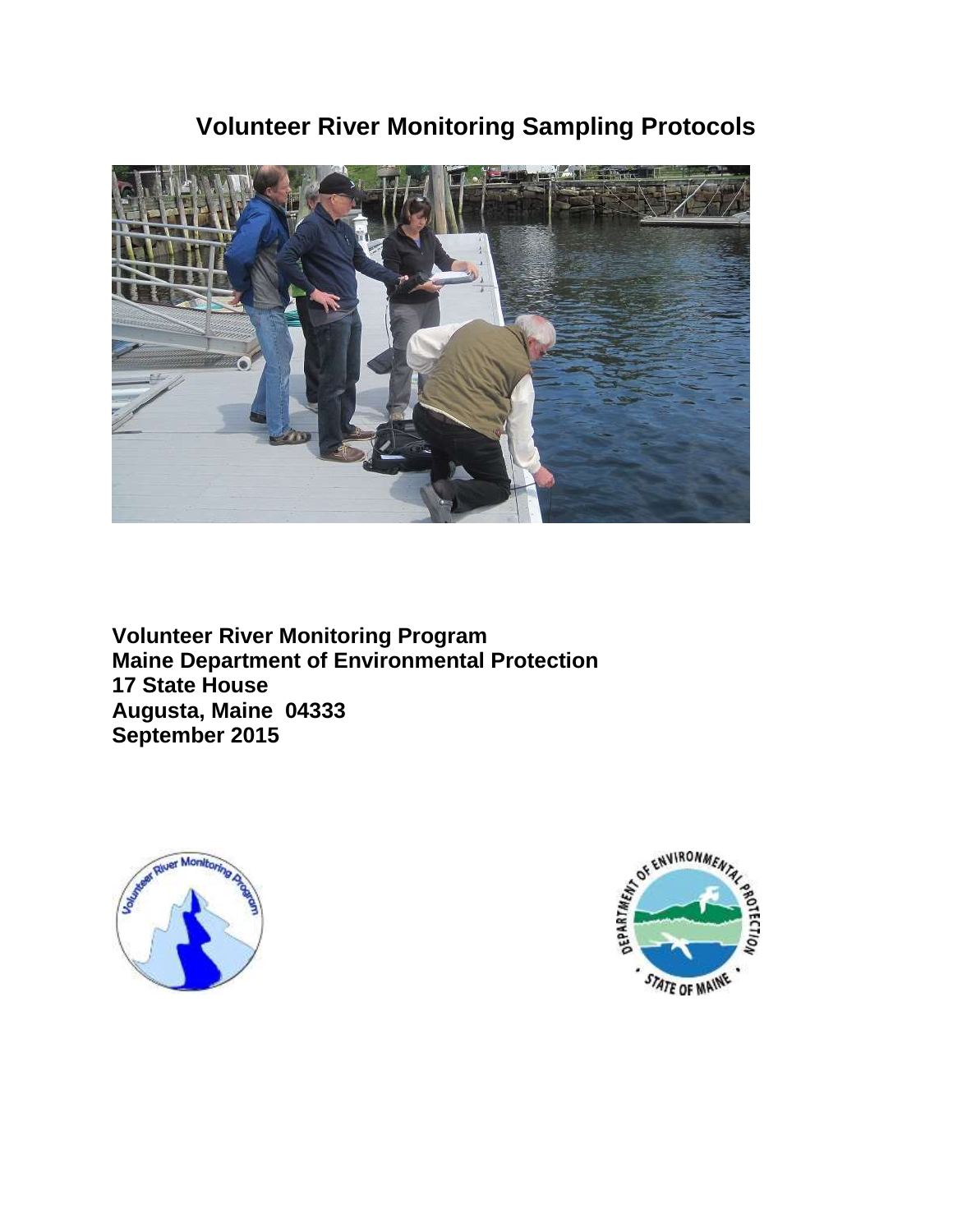# Volunteer River Monitoring Sampling Protocols

**Volunteer River Monitoring Program**
**Maine Department of Environmental Protection**
**17 State House**
**Augusta, Maine 04333**
**September 2015**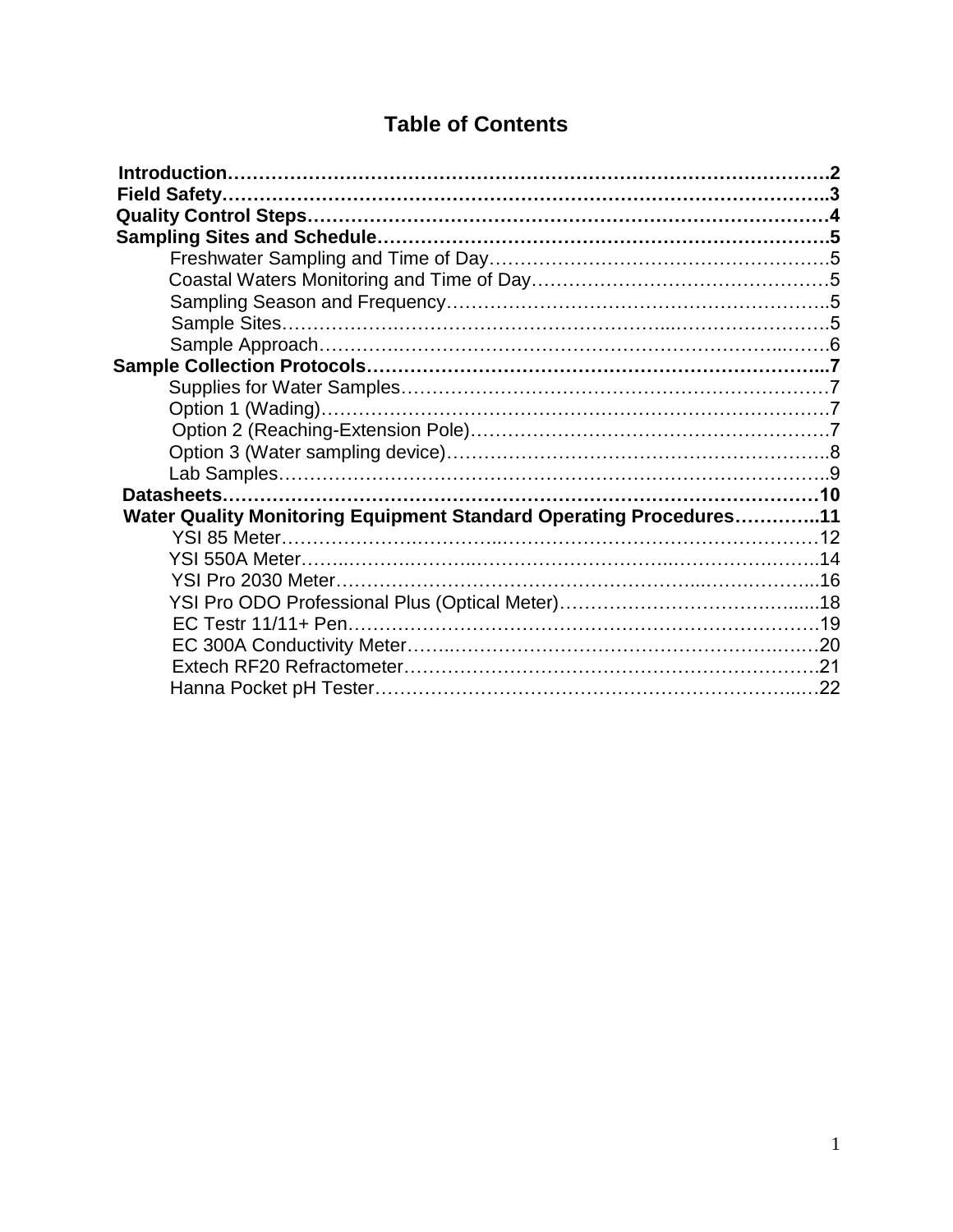# Table of Contents

**Introduction……………………………………………………………………………………2**
**Field Safety………………………………………………………………………………….3**
**Quality Control Steps…………………………………………………………………………4**
**Sampling Sites and Schedule…………………………………………………………………5**

- Freshwater Sampling and Time of Day……………………………………………….5
- Coastal Waters Monitoring and Time of Day…………………………………………5
- Sampling Season and Frequency……………………………………………………..5
- Sample Sites……………………………………………………………………………5
- Sample Approach………………………………………………………………………6

**Sample Collection Protocols………………………………………………………………...7**

- Supplies for Water Samples……………………………………………………………7
- Option 1 (Wading)………………………………………………………………………7
- Option 2 (Reaching-Extension Pole)…………………………………………………7
- Option 3 (Water sampling device)……………………………………………………..8
- Lab Samples…………………………………………………………………………..9

**Datasheets…………………………………………………………………………………10**
**Water Quality Monitoring Equipment Standard Operating Procedures…………..11**

- YSI 85 Meter…………………………………………………………………………12
- YSI 550A Meter……………………………………………………………………..14
- YSI Pro 2030 Meter………………………………………………………………...16
- YSI Pro ODO Professional Plus (Optical Meter)…………………………………...18
- EC Testr 11/11+ Pen………………………………………………………………….19
- EC 300A Conductivity Meter…………………………………………………….…20
- Extech RF20 Refractometer…………………………………………………………….21
- Hanna Pocket pH Tester……………………………………………………………...22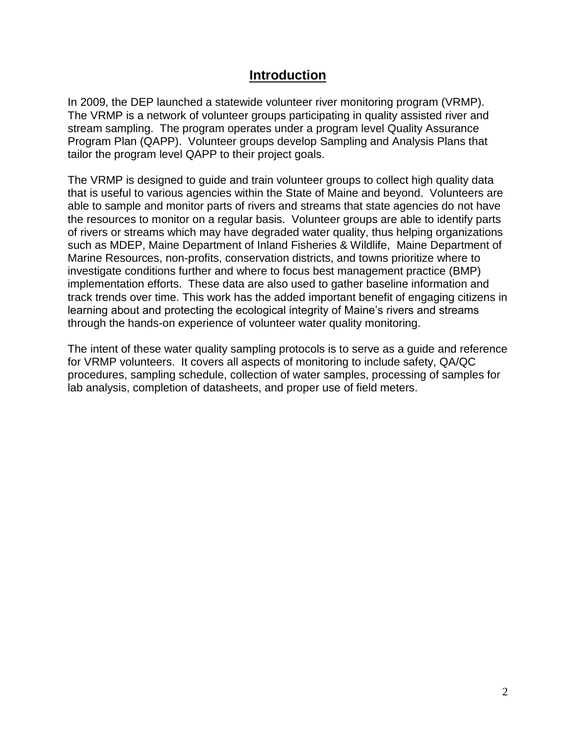# Introduction

In 2009, the DEP launched a statewide volunteer river monitoring program (VRMP). The VRMP is a network of volunteer groups participating in quality assisted river and stream sampling. The program operates under a program level Quality Assurance Program Plan (QAPP). Volunteer groups develop Sampling and Analysis Plans that tailor the program level QAPP to their project goals.

The VRMP is designed to guide and train volunteer groups to collect high quality data that is useful to various agencies within the State of Maine and beyond. Volunteers are able to sample and monitor parts of rivers and streams that state agencies do not have the resources to monitor on a regular basis. Volunteer groups are able to identify parts of rivers or streams which may have degraded water quality, thus helping organizations such as MDEP, Maine Department of Inland Fisheries & Wildlife, Maine Department of Marine Resources, non-profits, conservation districts, and towns prioritize where to investigate conditions further and where to focus best management practice (BMP) implementation efforts. These data are also used to gather baseline information and track trends over time. This work has the added important benefit of engaging citizens in learning about and protecting the ecological integrity of Maine's rivers and streams through the hands-on experience of volunteer water quality monitoring.

The intent of these water quality sampling protocols is to serve as a guide and reference for VRMP volunteers. It covers all aspects of monitoring to include safety, QA/QC procedures, sampling schedule, collection of water samples, processing of samples for lab analysis, completion of datasheets, and proper use of field meters.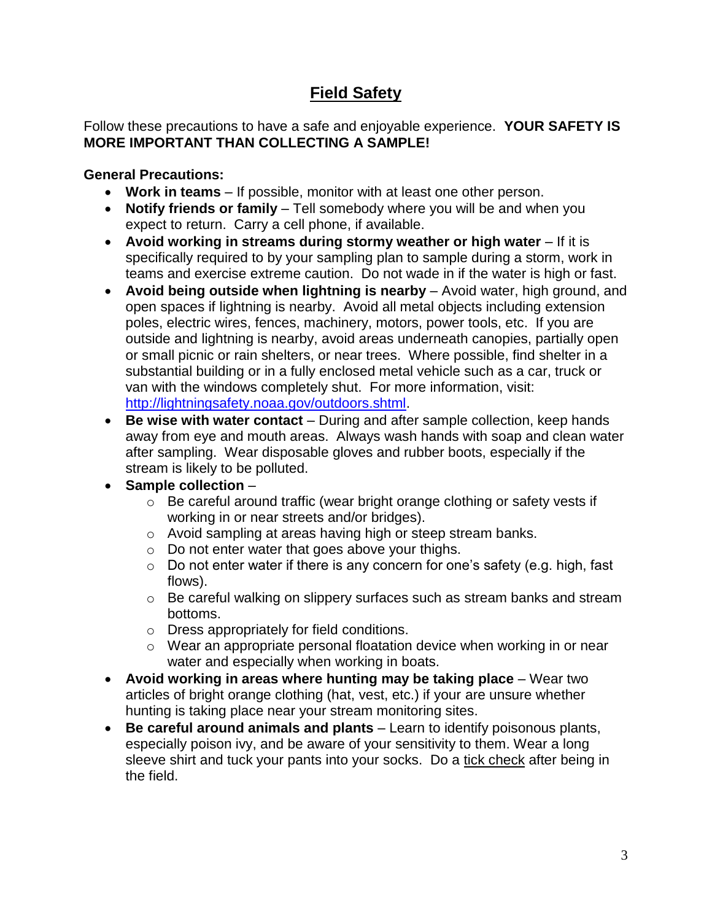# Field Safety

Follow these precautions to have a safe and enjoyable experience. **YOUR SAFETY IS MORE IMPORTANT THAN COLLECTING A SAMPLE!**

**General Precautions:**

- **Work in teams** – If possible, monitor with at least one other person.
- **Notify friends or family** – Tell somebody where you will be and when you expect to return. Carry a cell phone, if available.
- **Avoid working in streams during stormy weather or high water** – If it is specifically required to by your sampling plan to sample during a storm, work in teams and exercise extreme caution. Do not wade in if the water is high or fast.
- **Avoid being outside when lightning is nearby** – Avoid water, high ground, and open spaces if lightning is nearby. Avoid all metal objects including extension poles, electric wires, fences, machinery, motors, power tools, etc. If you are outside and lightning is nearby, avoid areas underneath canopies, partially open or small picnic or rain shelters, or near trees. Where possible, find shelter in a substantial building or in a fully enclosed metal vehicle such as a car, truck or van with the windows completely shut. For more information, visit: [http://lightningsafety.noaa.gov/outdoors.shtml](http://lightningsafety.noaa.gov/outdoors.shtml).
- **Be wise with water contact** – During and after sample collection, keep hands away from eye and mouth areas. Always wash hands with soap and clean water after sampling. Wear disposable gloves and rubber boots, especially if the stream is likely to be polluted.
- **Sample collection** –
  - Be careful around traffic (wear bright orange clothing or safety vests if working in or near streets and/or bridges).
  - Avoid sampling at areas having high or steep stream banks.
  - Do not enter water that goes above your thighs.
  - Do not enter water if there is any concern for one's safety (e.g. high, fast flows).
  - Be careful walking on slippery surfaces such as stream banks and stream bottoms.
  - Dress appropriately for field conditions.
  - Wear an appropriate personal floatation device when working in or near water and especially when working in boats.
- **Avoid working in areas where hunting may be taking place** – Wear two articles of bright orange clothing (hat, vest, etc.) if your are unsure whether hunting is taking place near your stream monitoring sites.
- **Be careful around animals and plants** – Learn to identify poisonous plants, especially poison ivy, and be aware of your sensitivity to them. Wear a long sleeve shirt and tuck your pants into your socks. Do a tick check after being in the field.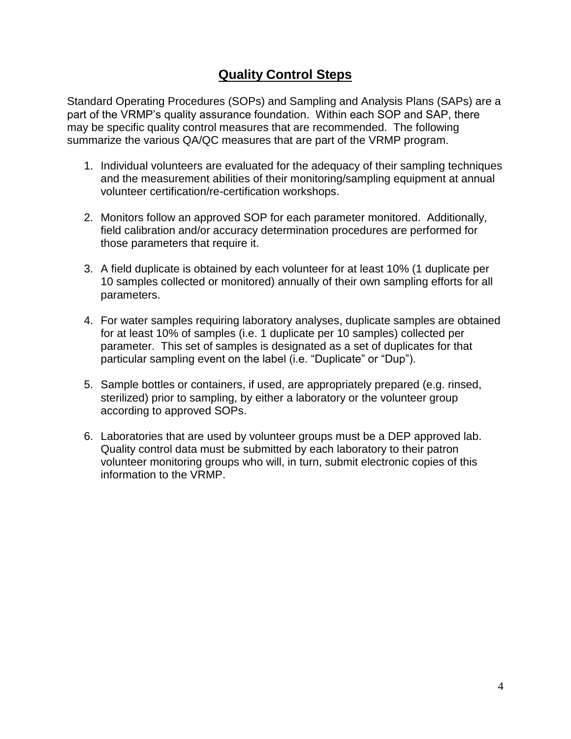## Quality Control Steps

Standard Operating Procedures (SOPs) and Sampling and Analysis Plans (SAPs) are a part of the VRMP's quality assurance foundation. Within each SOP and SAP, there may be specific quality control measures that are recommended. The following summarize the various QA/QC measures that are part of the VRMP program.

1. Individual volunteers are evaluated for the adequacy of their sampling techniques and the measurement abilities of their monitoring/sampling equipment at annual volunteer certification/re-certification workshops.

2. Monitors follow an approved SOP for each parameter monitored. Additionally, field calibration and/or accuracy determination procedures are performed for those parameters that require it.

3. A field duplicate is obtained by each volunteer for at least 10% (1 duplicate per 10 samples collected or monitored) annually of their own sampling efforts for all parameters.

4. For water samples requiring laboratory analyses, duplicate samples are obtained for at least 10% of samples (i.e. 1 duplicate per 10 samples) collected per parameter. This set of samples is designated as a set of duplicates for that particular sampling event on the label (i.e. "Duplicate" or "Dup").

5. Sample bottles or containers, if used, are appropriately prepared (e.g. rinsed, sterilized) prior to sampling, by either a laboratory or the volunteer group according to approved SOPs.

6. Laboratories that are used by volunteer groups must be a DEP approved lab. Quality control data must be submitted by each laboratory to their patron volunteer monitoring groups who will, in turn, submit electronic copies of this information to the VRMP.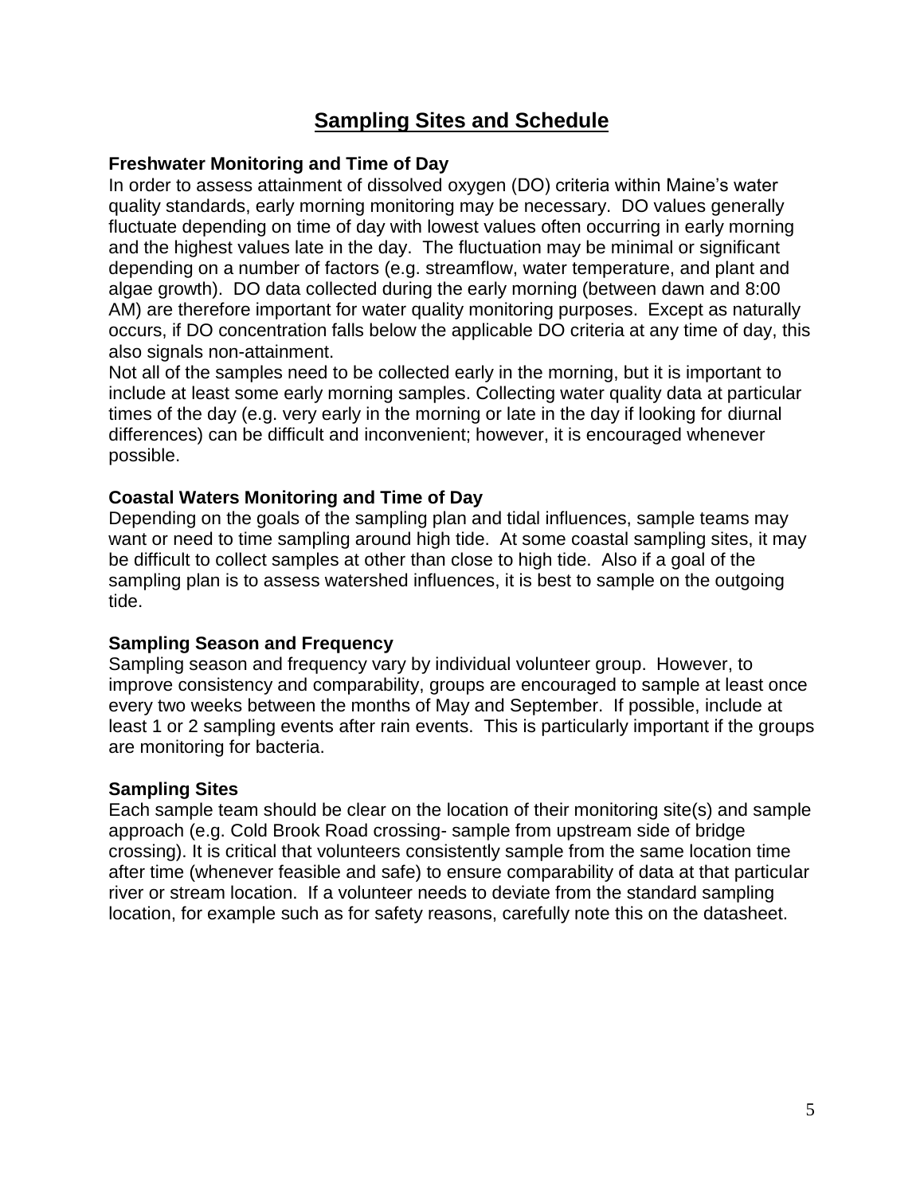# Sampling Sites and Schedule

### Freshwater Monitoring and Time of Day

In order to assess attainment of dissolved oxygen (DO) criteria within Maine's water quality standards, early morning monitoring may be necessary. DO values generally fluctuate depending on time of day with lowest values often occurring in early morning and the highest values late in the day. The fluctuation may be minimal or significant depending on a number of factors (e.g. streamflow, water temperature, and plant and algae growth). DO data collected during the early morning (between dawn and 8:00 AM) are therefore important for water quality monitoring purposes. Except as naturally occurs, if DO concentration falls below the applicable DO criteria at any time of day, this also signals non-attainment.

Not all of the samples need to be collected early in the morning, but it is important to include at least some early morning samples. Collecting water quality data at particular times of the day (e.g. very early in the morning or late in the day if looking for diurnal differences) can be difficult and inconvenient; however, it is encouraged whenever possible.

### Coastal Waters Monitoring and Time of Day

Depending on the goals of the sampling plan and tidal influences, sample teams may want or need to time sampling around high tide. At some coastal sampling sites, it may be difficult to collect samples at other than close to high tide. Also if a goal of the sampling plan is to assess watershed influences, it is best to sample on the outgoing tide.

### Sampling Season and Frequency

Sampling season and frequency vary by individual volunteer group. However, to improve consistency and comparability, groups are encouraged to sample at least once every two weeks between the months of May and September. If possible, include at least 1 or 2 sampling events after rain events. This is particularly important if the groups are monitoring for bacteria.

### Sampling Sites

Each sample team should be clear on the location of their monitoring site(s) and sample approach (e.g. Cold Brook Road crossing- sample from upstream side of bridge crossing). It is critical that volunteers consistently sample from the same location time after time (whenever feasible and safe) to ensure comparability of data at that particular river or stream location. If a volunteer needs to deviate from the standard sampling location, for example such as for safety reasons, carefully note this on the datasheet.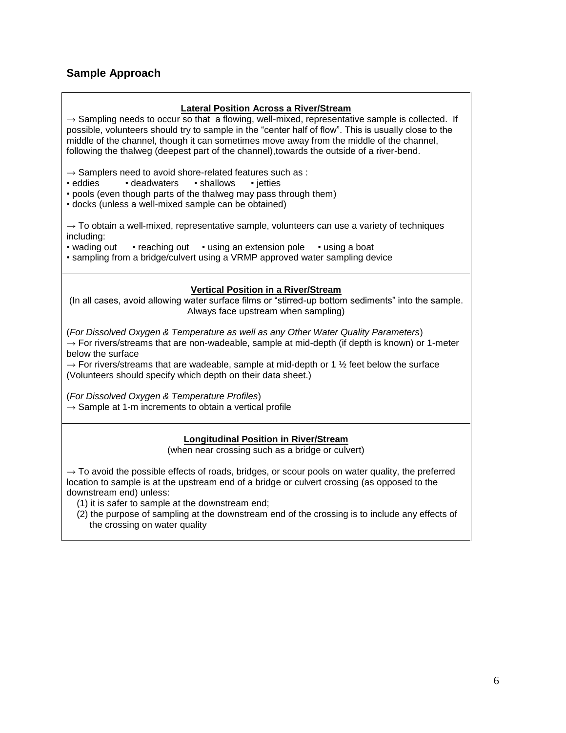## Sample Approach

**Lateral Position Across a River/Stream**

→ Sampling needs to occur so that a flowing, well-mixed, representative sample is collected. If possible, volunteers should try to sample in the "center half of flow". This is usually close to the middle of the channel, though it can sometimes move away from the middle of the channel, following the thalweg (deepest part of the channel),towards the outside of a river-bend.

→ Samplers need to avoid shore-related features such as :

- eddies
- deadwaters
- shallows
- jetties
- pools (even though parts of the thalweg may pass through them)
- docks (unless a well-mixed sample can be obtained)

→ To obtain a well-mixed, representative sample, volunteers can use a variety of techniques including:

- wading out
- reaching out
- using an extension pole
- using a boat
- sampling from a bridge/culvert using a VRMP approved water sampling device

**Vertical Position in a River/Stream**

(In all cases, avoid allowing water surface films or "stirred-up bottom sediments" into the sample. Always face upstream when sampling)

(*For Dissolved Oxygen & Temperature as well as any Other Water Quality Parameters*)

→ For rivers/streams that are non-wadeable, sample at mid-depth (if depth is known) or 1-meter below the surface

→ For rivers/streams that are wadeable, sample at mid-depth or 1 ½ feet below the surface (Volunteers should specify which depth on their data sheet.)

(*For Dissolved Oxygen & Temperature Profiles*)

→ Sample at 1-m increments to obtain a vertical profile

**Longitudinal Position in River/Stream**

(when near crossing such as a bridge or culvert)

→ To avoid the possible effects of roads, bridges, or scour pools on water quality, the preferred location to sample is at the upstream end of a bridge or culvert crossing (as opposed to the downstream end) unless:

(1) it is safer to sample at the downstream end;

(2) the purpose of sampling at the downstream end of the crossing is to include any effects of the crossing on water quality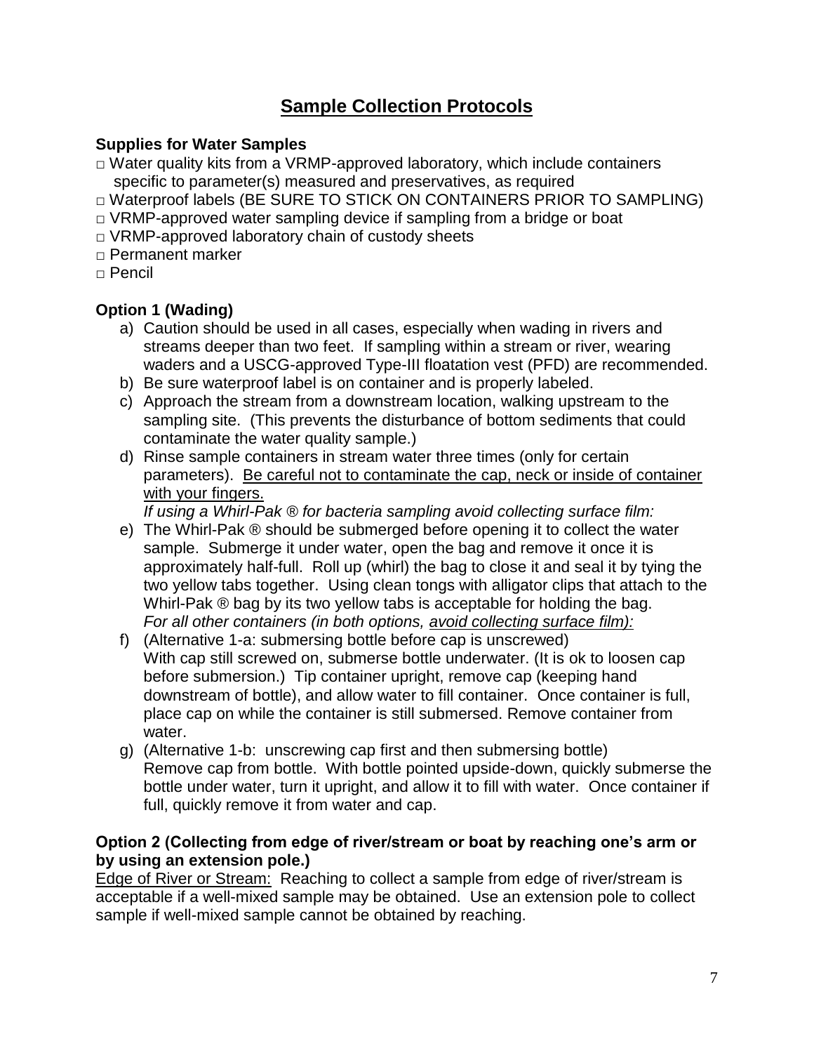# Sample Collection Protocols

**Supplies for Water Samples**

- □ Water quality kits from a VRMP-approved laboratory, which include containers specific to parameter(s) measured and preservatives, as required
- □ Waterproof labels (BE SURE TO STICK ON CONTAINERS PRIOR TO SAMPLING)
- □ VRMP-approved water sampling device if sampling from a bridge or boat
- □ VRMP-approved laboratory chain of custody sheets
- □ Permanent marker
- □ Pencil

**Option 1 (Wading)**

a) Caution should be used in all cases, especially when wading in rivers and streams deeper than two feet. If sampling within a stream or river, wearing waders and a USCG-approved Type-III floatation vest (PFD) are recommended.

b) Be sure waterproof label is on container and is properly labeled.

c) Approach the stream from a downstream location, walking upstream to the sampling site. (This prevents the disturbance of bottom sediments that could contaminate the water quality sample.)

d) Rinse sample containers in stream water three times (only for certain parameters). <u>Be careful not to contaminate the cap, neck or inside of container with your fingers.</u>

*If using a Whirl-Pak ® for bacteria sampling avoid collecting surface film:*

e) The Whirl-Pak ® should be submerged before opening it to collect the water sample. Submerge it under water, open the bag and remove it once it is approximately half-full. Roll up (whirl) the bag to close it and seal it by tying the two yellow tabs together. Using clean tongs with alligator clips that attach to the Whirl-Pak ® bag by its two yellow tabs is acceptable for holding the bag.

*For all other containers (in both options, <u>avoid collecting surface film):</u>*

f) (Alternative 1-a: submersing bottle before cap is unscrewed) With cap still screwed on, submerse bottle underwater. (It is ok to loosen cap before submersion.) Tip container upright, remove cap (keeping hand downstream of bottle), and allow water to fill container. Once container is full, place cap on while the container is still submersed. Remove container from water.

g) (Alternative 1-b: unscrewing cap first and then submersing bottle) Remove cap from bottle. With bottle pointed upside-down, quickly submerse the bottle under water, turn it upright, and allow it to fill with water. Once container if full, quickly remove it from water and cap.

**Option 2 (Collecting from edge of river/stream or boat by reaching one's arm or by using an extension pole.)**

<u>Edge of River or Stream:</u> Reaching to collect a sample from edge of river/stream is acceptable if a well-mixed sample may be obtained. Use an extension pole to collect sample if well-mixed sample cannot be obtained by reaching.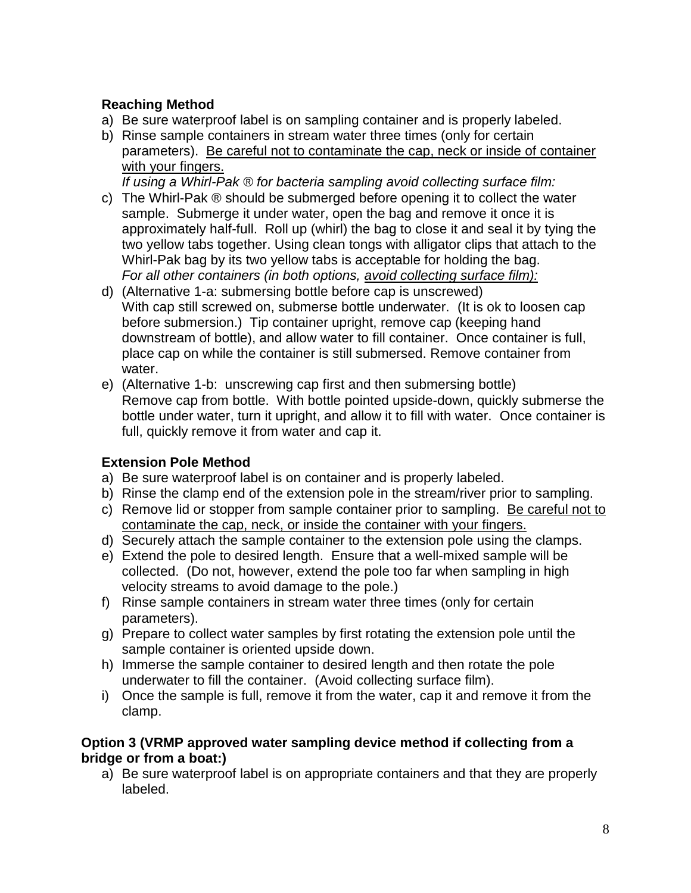**Reaching Method**

a) Be sure waterproof label is on sampling container and is properly labeled.
b) Rinse sample containers in stream water three times (only for certain parameters). <u>Be careful not to contaminate the cap, neck or inside of container with your fingers.</u>
   *If using a Whirl-Pak ® for bacteria sampling avoid collecting surface film:*
c) The Whirl-Pak ® should be submerged before opening it to collect the water sample. Submerge it under water, open the bag and remove it once it is approximately half-full. Roll up (whirl) the bag to close it and seal it by tying the two yellow tabs together. Using clean tongs with alligator clips that attach to the Whirl-Pak bag by its two yellow tabs is acceptable for holding the bag.
   *For all other containers (in both options, <u>avoid collecting surface film</u>):*
d) (Alternative 1-a: submersing bottle before cap is unscrewed)
   With cap still screwed on, submerse bottle underwater. (It is ok to loosen cap before submersion.) Tip container upright, remove cap (keeping hand downstream of bottle), and allow water to fill container. Once container is full, place cap on while the container is still submersed. Remove container from water.
e) (Alternative 1-b: unscrewing cap first and then submersing bottle)
   Remove cap from bottle. With bottle pointed upside-down, quickly submerse the bottle under water, turn it upright, and allow it to fill with water. Once container is full, quickly remove it from water and cap it.

**Extension Pole Method**

a) Be sure waterproof label is on container and is properly labeled.
b) Rinse the clamp end of the extension pole in the stream/river prior to sampling.
c) Remove lid or stopper from sample container prior to sampling. <u>Be careful not to contaminate the cap, neck, or inside the container with your fingers.</u>
d) Securely attach the sample container to the extension pole using the clamps.
e) Extend the pole to desired length. Ensure that a well-mixed sample will be collected. (Do not, however, extend the pole too far when sampling in high velocity streams to avoid damage to the pole.)
f) Rinse sample containers in stream water three times (only for certain parameters).
g) Prepare to collect water samples by first rotating the extension pole until the sample container is oriented upside down.
h) Immerse the sample container to desired length and then rotate the pole underwater to fill the container. (Avoid collecting surface film).
i) Once the sample is full, remove it from the water, cap it and remove it from the clamp.

**Option 3 (VRMP approved water sampling device method if collecting from a bridge or from a boat:)**

a) Be sure waterproof label is on appropriate containers and that they are properly labeled.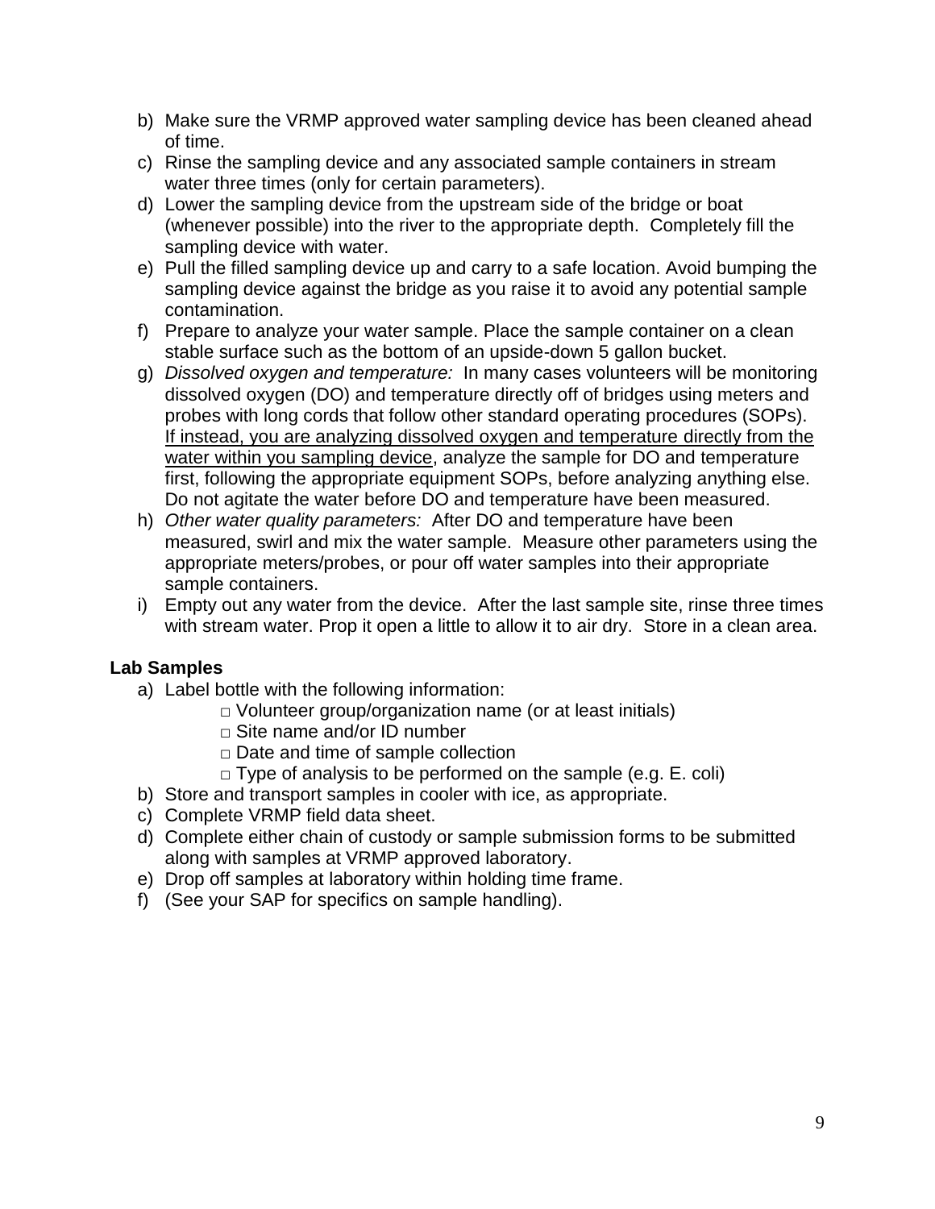b) Make sure the VRMP approved water sampling device has been cleaned ahead of time.
c) Rinse the sampling device and any associated sample containers in stream water three times (only for certain parameters).
d) Lower the sampling device from the upstream side of the bridge or boat (whenever possible) into the river to the appropriate depth. Completely fill the sampling device with water.
e) Pull the filled sampling device up and carry to a safe location. Avoid bumping the sampling device against the bridge as you raise it to avoid any potential sample contamination.
f) Prepare to analyze your water sample. Place the sample container on a clean stable surface such as the bottom of an upside-down 5 gallon bucket.
g) *Dissolved oxygen and temperature:* In many cases volunteers will be monitoring dissolved oxygen (DO) and temperature directly off of bridges using meters and probes with long cords that follow other standard operating procedures (SOPs). <u>If instead, you are analyzing dissolved oxygen and temperature directly from the water within you sampling device</u>, analyze the sample for DO and temperature first, following the appropriate equipment SOPs, before analyzing anything else. Do not agitate the water before DO and temperature have been measured.
h) *Other water quality parameters:* After DO and temperature have been measured, swirl and mix the water sample. Measure other parameters using the appropriate meters/probes, or pour off water samples into their appropriate sample containers.
i) Empty out any water from the device. After the last sample site, rinse three times with stream water. Prop it open a little to allow it to air dry. Store in a clean area.

**Lab Samples**

a) Label bottle with the following information:
   - □ Volunteer group/organization name (or at least initials)
   - □ Site name and/or ID number
   - □ Date and time of sample collection
   - □ Type of analysis to be performed on the sample (e.g. E. coli)
b) Store and transport samples in cooler with ice, as appropriate.
c) Complete VRMP field data sheet.
d) Complete either chain of custody or sample submission forms to be submitted along with samples at VRMP approved laboratory.
e) Drop off samples at laboratory within holding time frame.
f) (See your SAP for specifics on sample handling).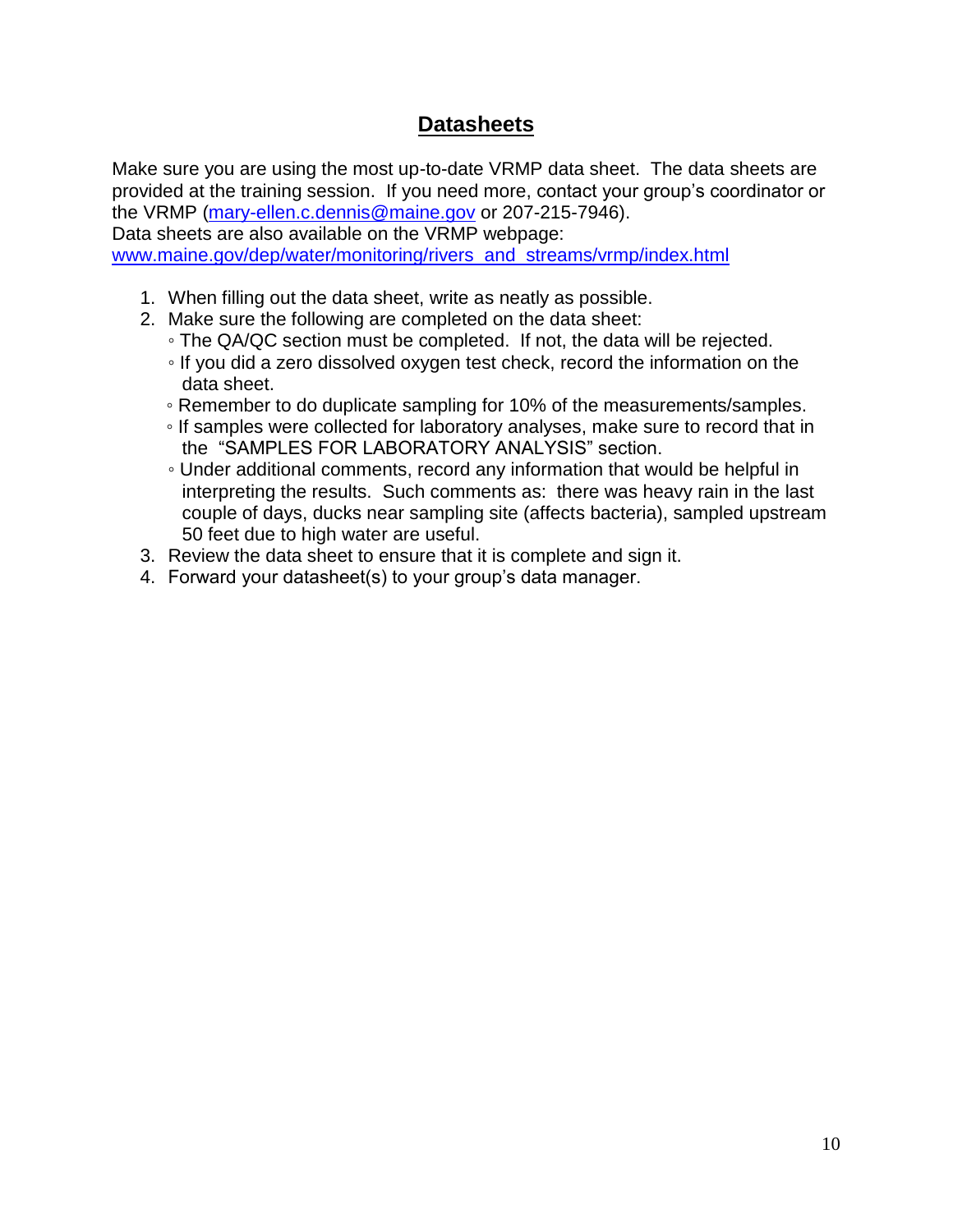## Datasheets

Make sure you are using the most up-to-date VRMP data sheet. The data sheets are provided at the training session. If you need more, contact your group's coordinator or the VRMP (mary-ellen.c.dennis@maine.gov or 207-215-7946).
Data sheets are also available on the VRMP webpage:
www.maine.gov/dep/water/monitoring/rivers_and_streams/vrmp/index.html

1. When filling out the data sheet, write as neatly as possible.
2. Make sure the following are completed on the data sheet:
   - The QA/QC section must be completed. If not, the data will be rejected.
   - If you did a zero dissolved oxygen test check, record the information on the data sheet.
   - Remember to do duplicate sampling for 10% of the measurements/samples.
   - If samples were collected for laboratory analyses, make sure to record that in the "SAMPLES FOR LABORATORY ANALYSIS" section.
   - Under additional comments, record any information that would be helpful in interpreting the results. Such comments as: there was heavy rain in the last couple of days, ducks near sampling site (affects bacteria), sampled upstream 50 feet due to high water are useful.
3. Review the data sheet to ensure that it is complete and sign it.
4. Forward your datasheet(s) to your group's data manager.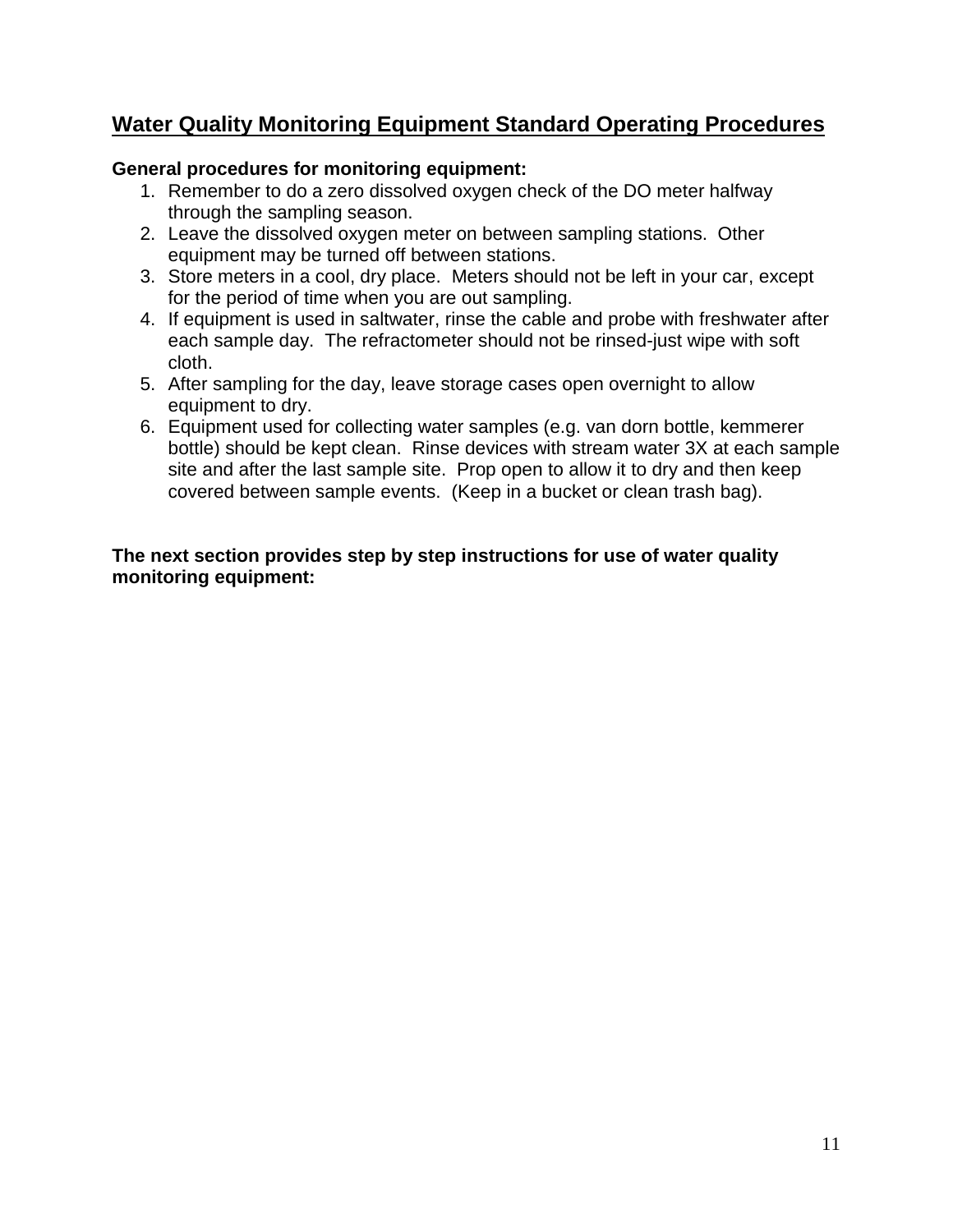# Water Quality Monitoring Equipment Standard Operating Procedures

**General procedures for monitoring equipment:**

1. Remember to do a zero dissolved oxygen check of the DO meter halfway through the sampling season.
2. Leave the dissolved oxygen meter on between sampling stations. Other equipment may be turned off between stations.
3. Store meters in a cool, dry place. Meters should not be left in your car, except for the period of time when you are out sampling.
4. If equipment is used in saltwater, rinse the cable and probe with freshwater after each sample day. The refractometer should not be rinsed-just wipe with soft cloth.
5. After sampling for the day, leave storage cases open overnight to allow equipment to dry.
6. Equipment used for collecting water samples (e.g. van dorn bottle, kemmerer bottle) should be kept clean. Rinse devices with stream water 3X at each sample site and after the last sample site. Prop open to allow it to dry and then keep covered between sample events. (Keep in a bucket or clean trash bag).

**The next section provides step by step instructions for use of water quality monitoring equipment:**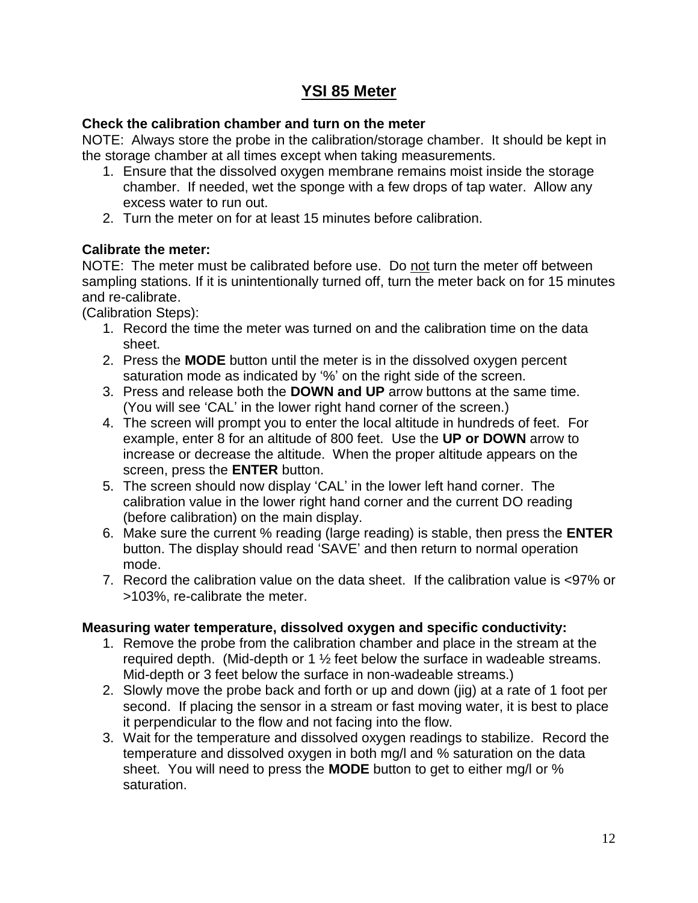# YSI 85 Meter

**Check the calibration chamber and turn on the meter**

NOTE: Always store the probe in the calibration/storage chamber. It should be kept in the storage chamber at all times except when taking measurements.

1. Ensure that the dissolved oxygen membrane remains moist inside the storage chamber. If needed, wet the sponge with a few drops of tap water. Allow any excess water to run out.
2. Turn the meter on for at least 15 minutes before calibration.

**Calibrate the meter:**

NOTE: The meter must be calibrated before use. Do <u>not</u> turn the meter off between sampling stations. If it is unintentionally turned off, turn the meter back on for 15 minutes and re-calibrate.

(Calibration Steps):

1. Record the time the meter was turned on and the calibration time on the data sheet.
2. Press the **MODE** button until the meter is in the dissolved oxygen percent saturation mode as indicated by '%' on the right side of the screen.
3. Press and release both the **DOWN and UP** arrow buttons at the same time. (You will see 'CAL' in the lower right hand corner of the screen.)
4. The screen will prompt you to enter the local altitude in hundreds of feet. For example, enter 8 for an altitude of 800 feet. Use the **UP or DOWN** arrow to increase or decrease the altitude. When the proper altitude appears on the screen, press the **ENTER** button.
5. The screen should now display 'CAL' in the lower left hand corner. The calibration value in the lower right hand corner and the current DO reading (before calibration) on the main display.
6. Make sure the current % reading (large reading) is stable, then press the **ENTER** button. The display should read 'SAVE' and then return to normal operation mode.
7. Record the calibration value on the data sheet. If the calibration value is <97% or >103%, re-calibrate the meter.

**Measuring water temperature, dissolved oxygen and specific conductivity:**

1. Remove the probe from the calibration chamber and place in the stream at the required depth. (Mid-depth or 1 ½ feet below the surface in wadeable streams. Mid-depth or 3 feet below the surface in non-wadeable streams.)
2. Slowly move the probe back and forth or up and down (jig) at a rate of 1 foot per second. If placing the sensor in a stream or fast moving water, it is best to place it perpendicular to the flow and not facing into the flow.
3. Wait for the temperature and dissolved oxygen readings to stabilize. Record the temperature and dissolved oxygen in both mg/l and % saturation on the data sheet. You will need to press the **MODE** button to get to either mg/l or % saturation.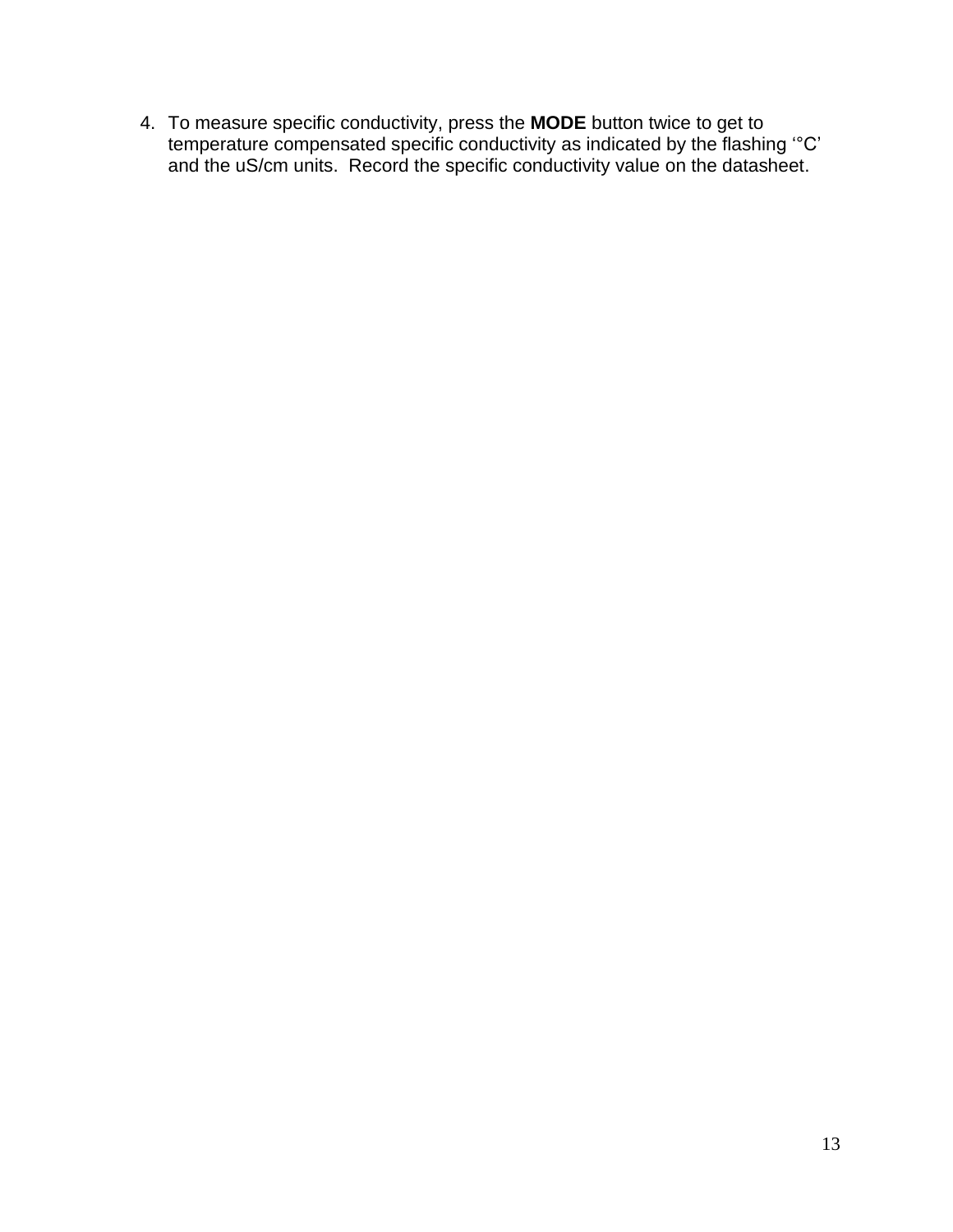4. To measure specific conductivity, press the **MODE** button twice to get to temperature compensated specific conductivity as indicated by the flashing '°C' and the uS/cm units. Record the specific conductivity value on the datasheet.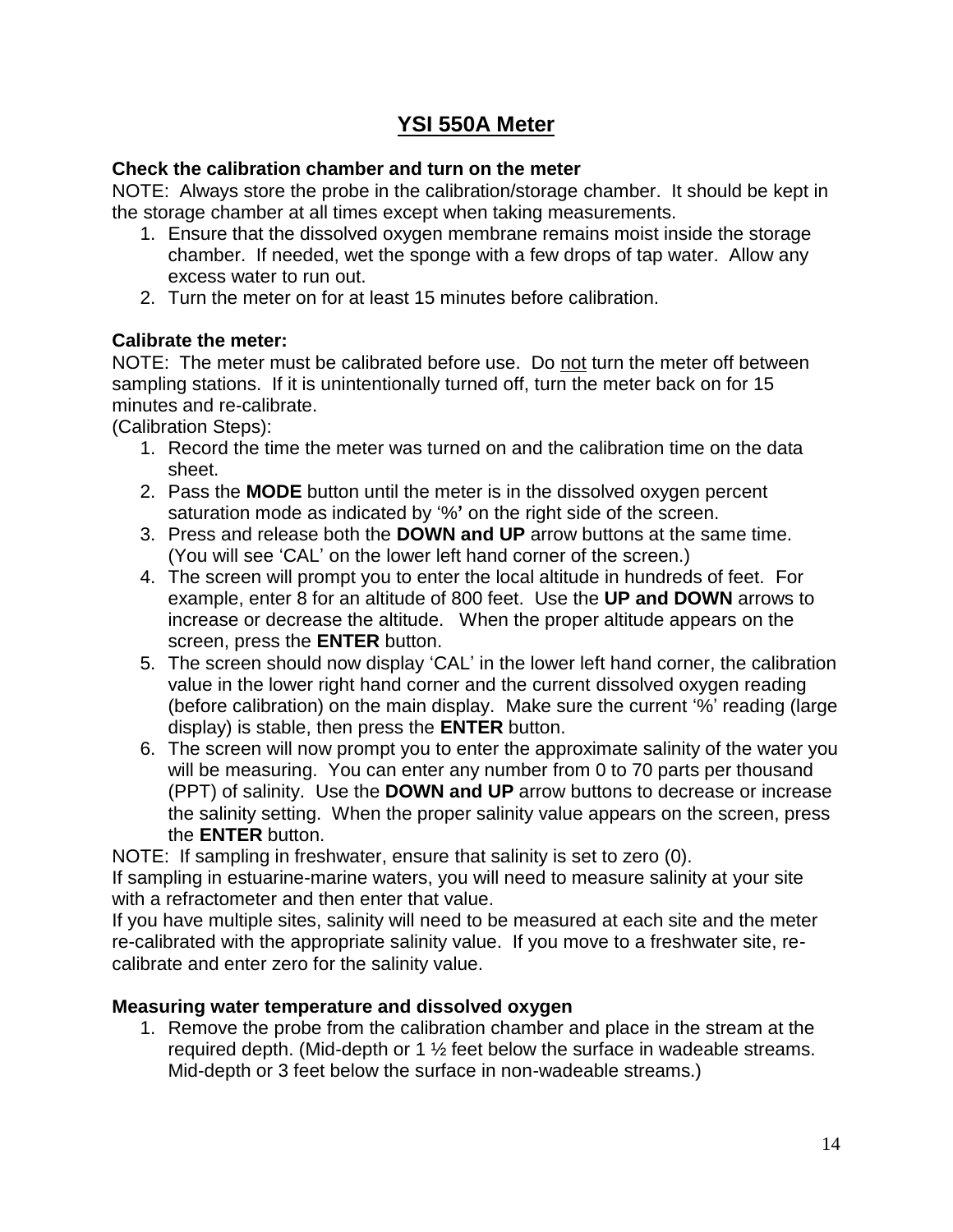# YSI 550A Meter

**Check the calibration chamber and turn on the meter**

NOTE: Always store the probe in the calibration/storage chamber. It should be kept in the storage chamber at all times except when taking measurements.

1. Ensure that the dissolved oxygen membrane remains moist inside the storage chamber. If needed, wet the sponge with a few drops of tap water. Allow any excess water to run out.
2. Turn the meter on for at least 15 minutes before calibration.

**Calibrate the meter:**

NOTE: The meter must be calibrated before use. Do <u>not</u> turn the meter off between sampling stations. If it is unintentionally turned off, turn the meter back on for 15 minutes and re-calibrate.

(Calibration Steps):

1. Record the time the meter was turned on and the calibration time on the data sheet.
2. Pass the **MODE** button until the meter is in the dissolved oxygen percent saturation mode as indicated by '%**'** on the right side of the screen.
3. Press and release both the **DOWN and UP** arrow buttons at the same time. (You will see 'CAL' on the lower left hand corner of the screen.)
4. The screen will prompt you to enter the local altitude in hundreds of feet. For example, enter 8 for an altitude of 800 feet. Use the **UP and DOWN** arrows to increase or decrease the altitude. When the proper altitude appears on the screen, press the **ENTER** button.
5. The screen should now display 'CAL' in the lower left hand corner, the calibration value in the lower right hand corner and the current dissolved oxygen reading (before calibration) on the main display. Make sure the current '%' reading (large display) is stable, then press the **ENTER** button.
6. The screen will now prompt you to enter the approximate salinity of the water you will be measuring. You can enter any number from 0 to 70 parts per thousand (PPT) of salinity. Use the **DOWN and UP** arrow buttons to decrease or increase the salinity setting. When the proper salinity value appears on the screen, press the **ENTER** button.

NOTE: If sampling in freshwater, ensure that salinity is set to zero (0).

If sampling in estuarine-marine waters, you will need to measure salinity at your site with a refractometer and then enter that value.

If you have multiple sites, salinity will need to be measured at each site and the meter re-calibrated with the appropriate salinity value. If you move to a freshwater site, re-calibrate and enter zero for the salinity value.

**Measuring water temperature and dissolved oxygen**

1. Remove the probe from the calibration chamber and place in the stream at the required depth. (Mid-depth or 1 ½ feet below the surface in wadeable streams. Mid-depth or 3 feet below the surface in non-wadeable streams.)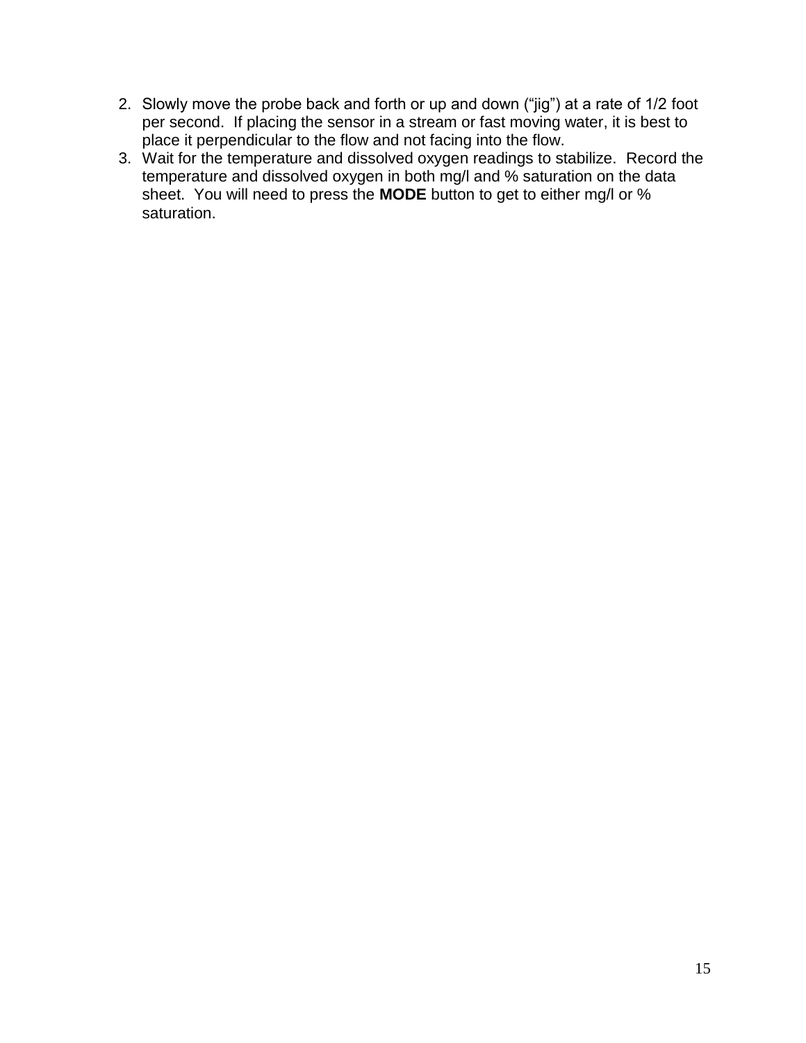2. Slowly move the probe back and forth or up and down ("jig") at a rate of 1/2 foot per second. If placing the sensor in a stream or fast moving water, it is best to place it perpendicular to the flow and not facing into the flow.
3. Wait for the temperature and dissolved oxygen readings to stabilize. Record the temperature and dissolved oxygen in both mg/l and % saturation on the data sheet. You will need to press the **MODE** button to get to either mg/l or % saturation.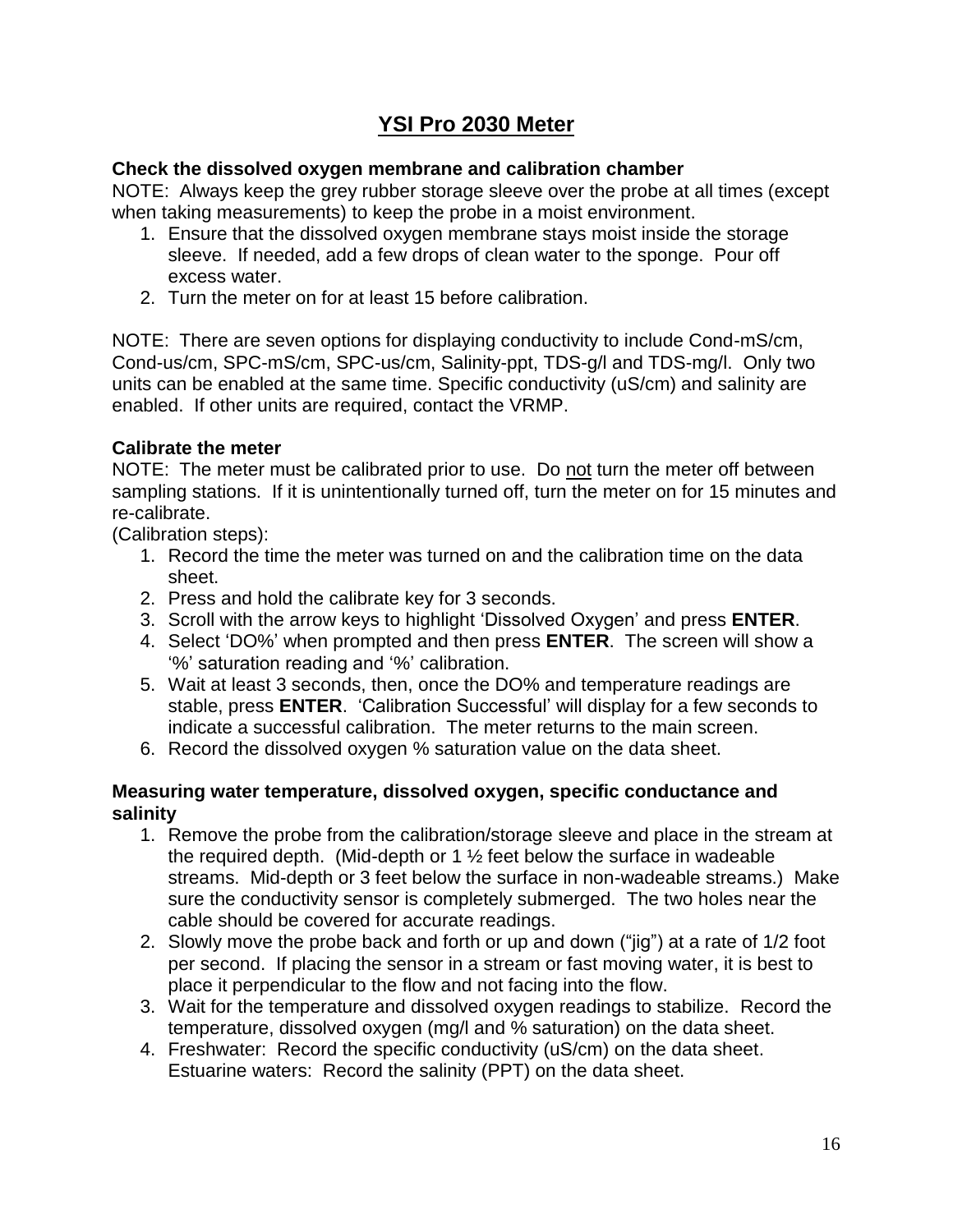# YSI Pro 2030 Meter

**Check the dissolved oxygen membrane and calibration chamber**

NOTE: Always keep the grey rubber storage sleeve over the probe at all times (except when taking measurements) to keep the probe in a moist environment.

1. Ensure that the dissolved oxygen membrane stays moist inside the storage sleeve. If needed, add a few drops of clean water to the sponge. Pour off excess water.
2. Turn the meter on for at least 15 before calibration.

NOTE: There are seven options for displaying conductivity to include Cond-mS/cm, Cond-us/cm, SPC-mS/cm, SPC-us/cm, Salinity-ppt, TDS-g/l and TDS-mg/l. Only two units can be enabled at the same time. Specific conductivity (uS/cm) and salinity are enabled. If other units are required, contact the VRMP.

**Calibrate the meter**

NOTE: The meter must be calibrated prior to use. Do <u>not</u> turn the meter off between sampling stations. If it is unintentionally turned off, turn the meter on for 15 minutes and re-calibrate.

(Calibration steps):

1. Record the time the meter was turned on and the calibration time on the data sheet.
2. Press and hold the calibrate key for 3 seconds.
3. Scroll with the arrow keys to highlight 'Dissolved Oxygen' and press **ENTER**.
4. Select 'DO%' when prompted and then press **ENTER**. The screen will show a '%' saturation reading and '%' calibration.
5. Wait at least 3 seconds, then, once the DO% and temperature readings are stable, press **ENTER**. 'Calibration Successful' will display for a few seconds to indicate a successful calibration. The meter returns to the main screen.
6. Record the dissolved oxygen % saturation value on the data sheet.

**Measuring water temperature, dissolved oxygen, specific conductance and salinity**

1. Remove the probe from the calibration/storage sleeve and place in the stream at the required depth. (Mid-depth or 1 ½ feet below the surface in wadeable streams. Mid-depth or 3 feet below the surface in non-wadeable streams.) Make sure the conductivity sensor is completely submerged. The two holes near the cable should be covered for accurate readings.
2. Slowly move the probe back and forth or up and down ("jig") at a rate of 1/2 foot per second. If placing the sensor in a stream or fast moving water, it is best to place it perpendicular to the flow and not facing into the flow.
3. Wait for the temperature and dissolved oxygen readings to stabilize. Record the temperature, dissolved oxygen (mg/l and % saturation) on the data sheet.
4. Freshwater: Record the specific conductivity (uS/cm) on the data sheet. Estuarine waters: Record the salinity (PPT) on the data sheet.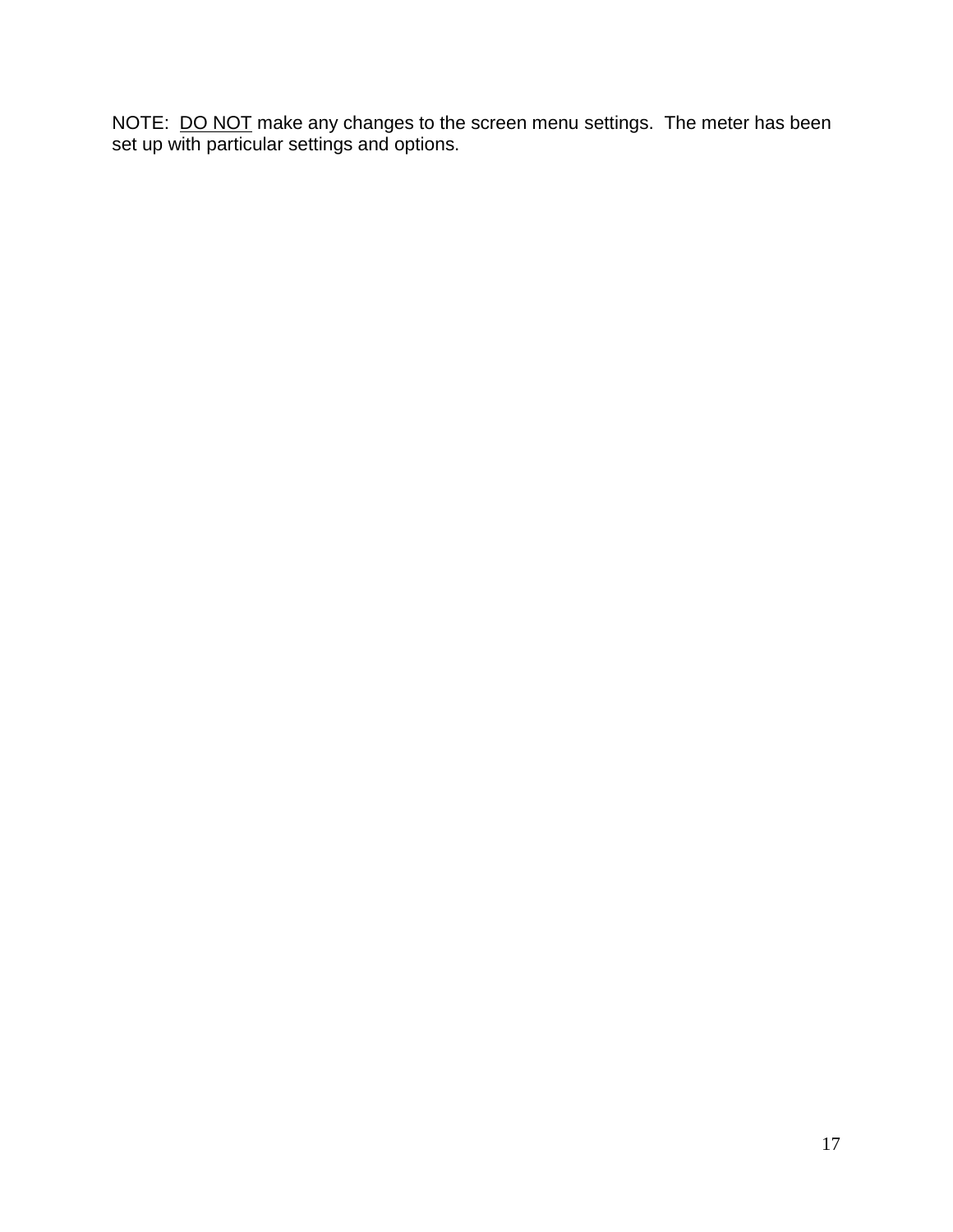NOTE: <u>DO NOT</u> make any changes to the screen menu settings. The meter has been set up with particular settings and options.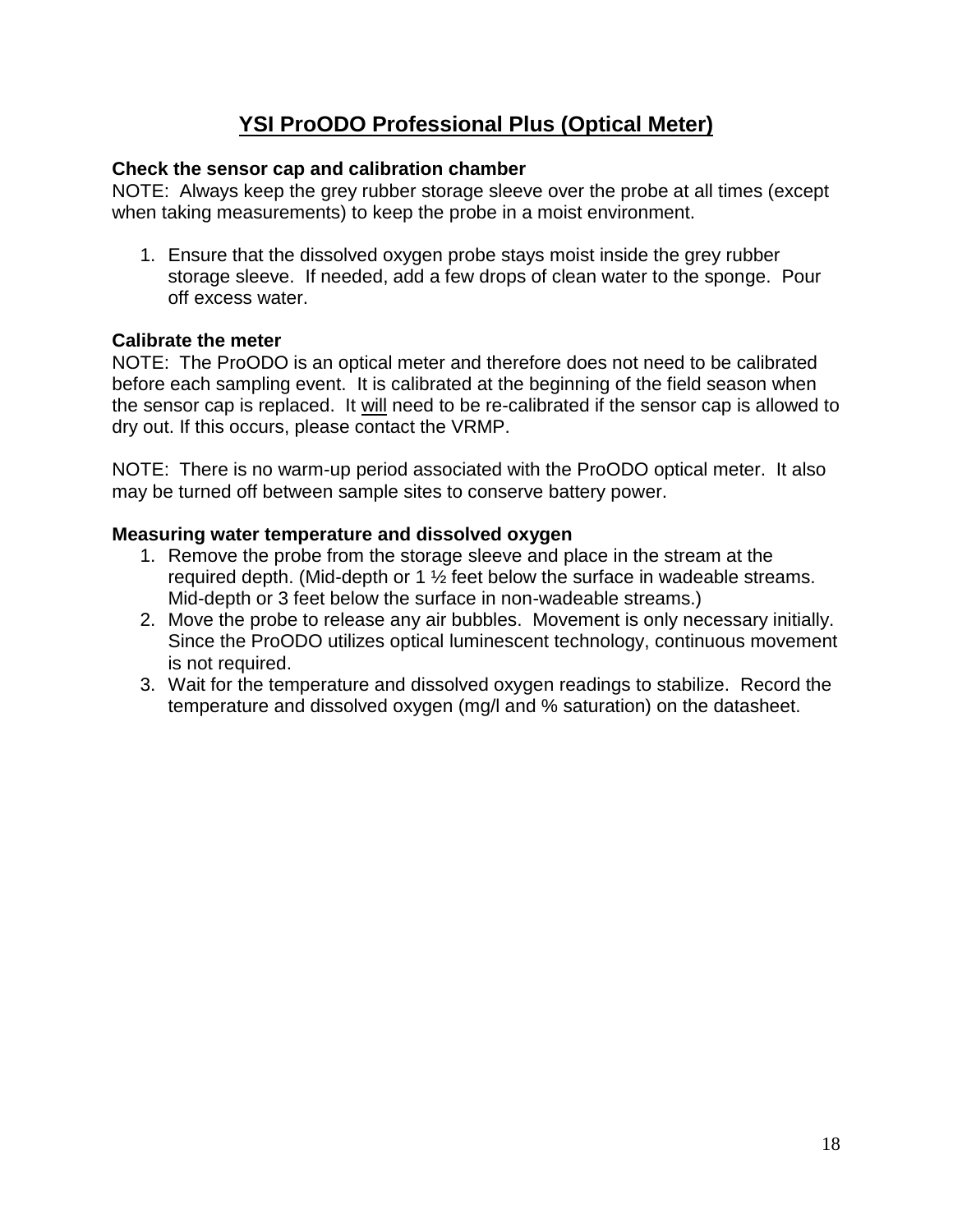# **YSI ProODO Professional Plus (Optical Meter)**

**Check the sensor cap and calibration chamber**

NOTE: Always keep the grey rubber storage sleeve over the probe at all times (except when taking measurements) to keep the probe in a moist environment.

1. Ensure that the dissolved oxygen probe stays moist inside the grey rubber storage sleeve. If needed, add a few drops of clean water to the sponge. Pour off excess water.

**Calibrate the meter**

NOTE: The ProODO is an optical meter and therefore does not need to be calibrated before each sampling event. It is calibrated at the beginning of the field season when the sensor cap is replaced. It <u>will</u> need to be re-calibrated if the sensor cap is allowed to dry out. If this occurs, please contact the VRMP.

NOTE: There is no warm-up period associated with the ProODO optical meter. It also may be turned off between sample sites to conserve battery power.

**Measuring water temperature and dissolved oxygen**

1. Remove the probe from the storage sleeve and place in the stream at the required depth. (Mid-depth or 1 ½ feet below the surface in wadeable streams. Mid-depth or 3 feet below the surface in non-wadeable streams.)
2. Move the probe to release any air bubbles. Movement is only necessary initially. Since the ProODO utilizes optical luminescent technology, continuous movement is not required.
3. Wait for the temperature and dissolved oxygen readings to stabilize. Record the temperature and dissolved oxygen (mg/l and % saturation) on the datasheet.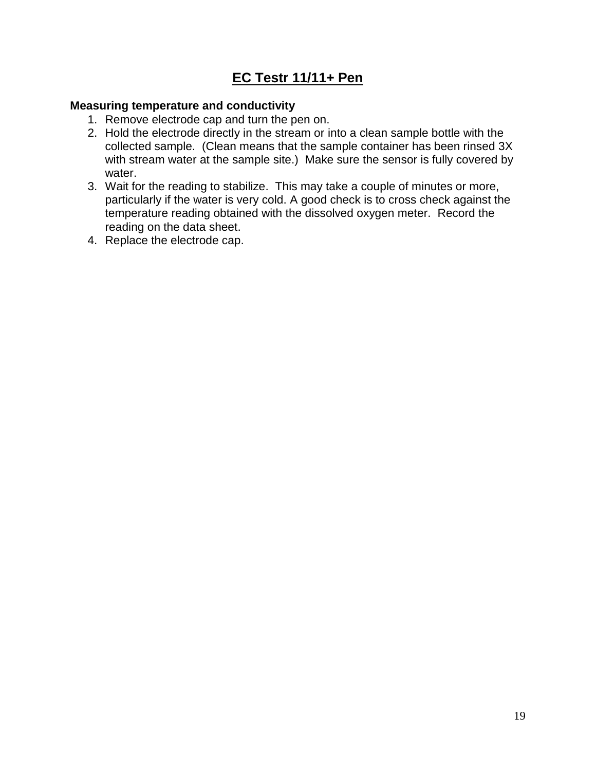# EC Testr 11/11+ Pen

**Measuring temperature and conductivity**

1. Remove electrode cap and turn the pen on.
2. Hold the electrode directly in the stream or into a clean sample bottle with the collected sample. (Clean means that the sample container has been rinsed 3X with stream water at the sample site.) Make sure the sensor is fully covered by water.
3. Wait for the reading to stabilize. This may take a couple of minutes or more, particularly if the water is very cold. A good check is to cross check against the temperature reading obtained with the dissolved oxygen meter. Record the reading on the data sheet.
4. Replace the electrode cap.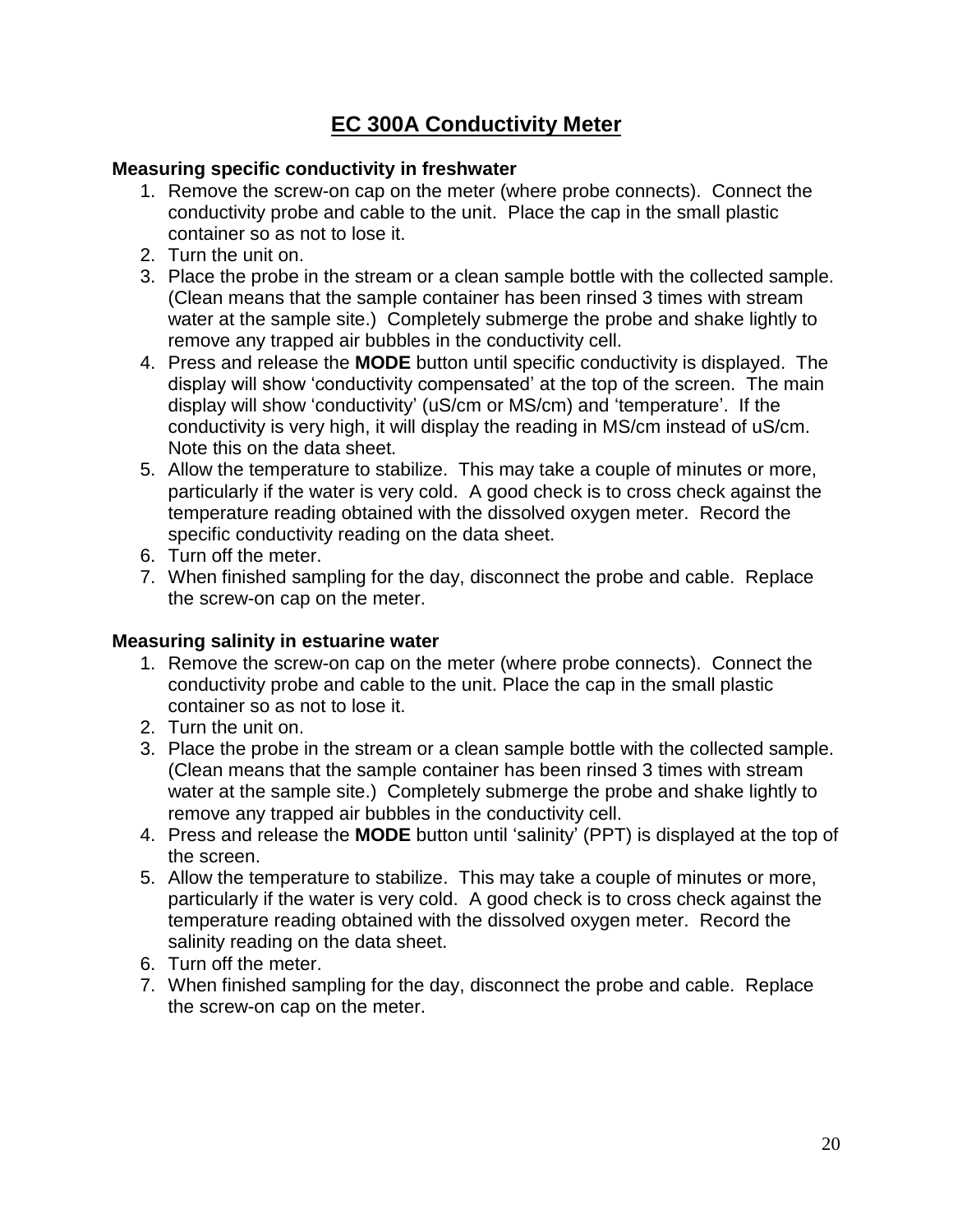# EC 300A Conductivity Meter

**Measuring specific conductivity in freshwater**

1. Remove the screw-on cap on the meter (where probe connects). Connect the conductivity probe and cable to the unit. Place the cap in the small plastic container so as not to lose it.
2. Turn the unit on.
3. Place the probe in the stream or a clean sample bottle with the collected sample. (Clean means that the sample container has been rinsed 3 times with stream water at the sample site.) Completely submerge the probe and shake lightly to remove any trapped air bubbles in the conductivity cell.
4. Press and release the **MODE** button until specific conductivity is displayed. The display will show 'conductivity compensated' at the top of the screen. The main display will show 'conductivity' (uS/cm or MS/cm) and 'temperature'. If the conductivity is very high, it will display the reading in MS/cm instead of uS/cm. Note this on the data sheet.
5. Allow the temperature to stabilize. This may take a couple of minutes or more, particularly if the water is very cold. A good check is to cross check against the temperature reading obtained with the dissolved oxygen meter. Record the specific conductivity reading on the data sheet.
6. Turn off the meter.
7. When finished sampling for the day, disconnect the probe and cable. Replace the screw-on cap on the meter.

**Measuring salinity in estuarine water**

1. Remove the screw-on cap on the meter (where probe connects). Connect the conductivity probe and cable to the unit. Place the cap in the small plastic container so as not to lose it.
2. Turn the unit on.
3. Place the probe in the stream or a clean sample bottle with the collected sample. (Clean means that the sample container has been rinsed 3 times with stream water at the sample site.) Completely submerge the probe and shake lightly to remove any trapped air bubbles in the conductivity cell.
4. Press and release the **MODE** button until 'salinity' (PPT) is displayed at the top of the screen.
5. Allow the temperature to stabilize. This may take a couple of minutes or more, particularly if the water is very cold. A good check is to cross check against the temperature reading obtained with the dissolved oxygen meter. Record the salinity reading on the data sheet.
6. Turn off the meter.
7. When finished sampling for the day, disconnect the probe and cable. Replace the screw-on cap on the meter.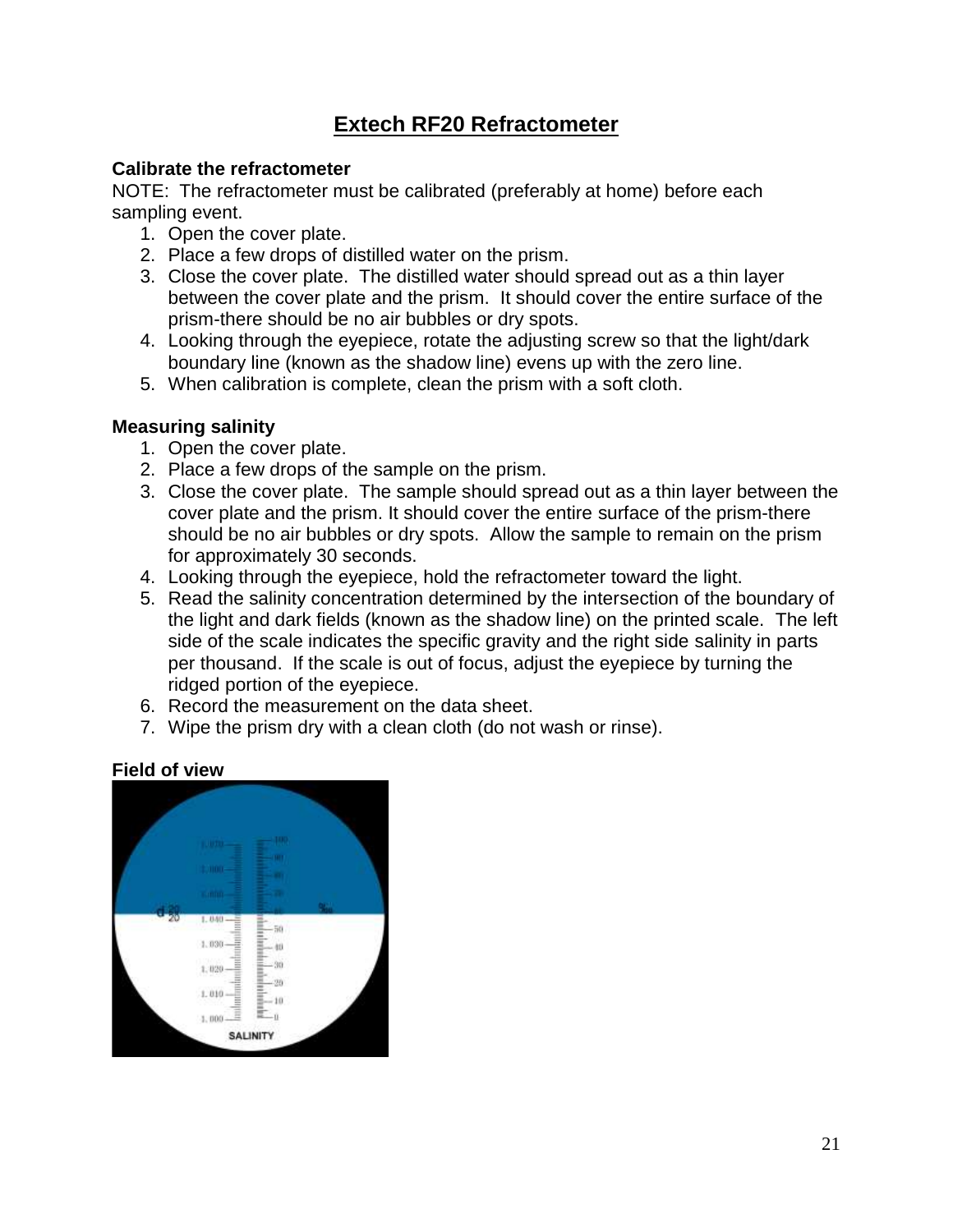# Extech RF20 Refractometer

**Calibrate the refractometer**

NOTE: The refractometer must be calibrated (preferably at home) before each sampling event.

1. Open the cover plate.
2. Place a few drops of distilled water on the prism.
3. Close the cover plate. The distilled water should spread out as a thin layer between the cover plate and the prism. It should cover the entire surface of the prism-there should be no air bubbles or dry spots.
4. Looking through the eyepiece, rotate the adjusting screw so that the light/dark boundary line (known as the shadow line) evens up with the zero line.
5. When calibration is complete, clean the prism with a soft cloth.

**Measuring salinity**

1. Open the cover plate.
2. Place a few drops of the sample on the prism.
3. Close the cover plate. The sample should spread out as a thin layer between the cover plate and the prism. It should cover the entire surface of the prism-there should be no air bubbles or dry spots. Allow the sample to remain on the prism for approximately 30 seconds.
4. Looking through the eyepiece, hold the refractometer toward the light.
5. Read the salinity concentration determined by the intersection of the boundary of the light and dark fields (known as the shadow line) on the printed scale. The left side of the scale indicates the specific gravity and the right side salinity in parts per thousand. If the scale is out of focus, adjust the eyepiece by turning the ridged portion of the eyepiece.
6. Record the measurement on the data sheet.
7. Wipe the prism dry with a clean cloth (do not wash or rinse).

**Field of view**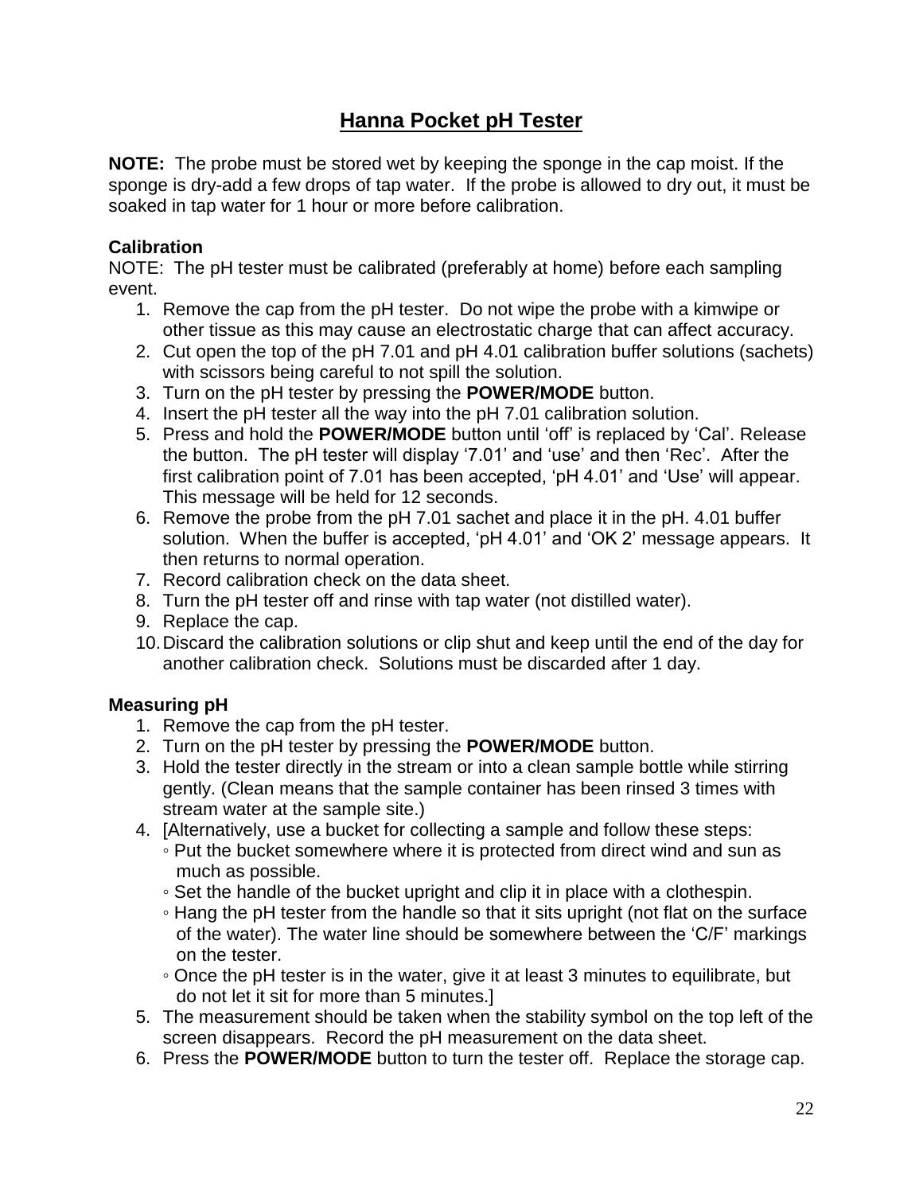# Hanna Pocket pH Tester

**NOTE:** The probe must be stored wet by keeping the sponge in the cap moist. If the sponge is dry-add a few drops of tap water. If the probe is allowed to dry out, it must be soaked in tap water for 1 hour or more before calibration.

### Calibration

NOTE: The pH tester must be calibrated (preferably at home) before each sampling event.

1. Remove the cap from the pH tester. Do not wipe the probe with a kimwipe or other tissue as this may cause an electrostatic charge that can affect accuracy.
2. Cut open the top of the pH 7.01 and pH 4.01 calibration buffer solutions (sachets) with scissors being careful to not spill the solution.
3. Turn on the pH tester by pressing the **POWER/MODE** button.
4. Insert the pH tester all the way into the pH 7.01 calibration solution.
5. Press and hold the **POWER/MODE** button until 'off' is replaced by 'Cal'. Release the button. The pH tester will display '7.01' and 'use' and then 'Rec'. After the first calibration point of 7.01 has been accepted, 'pH 4.01' and 'Use' will appear. This message will be held for 12 seconds.
6. Remove the probe from the pH 7.01 sachet and place it in the pH. 4.01 buffer solution. When the buffer is accepted, 'pH 4.01' and 'OK 2' message appears. It then returns to normal operation.
7. Record calibration check on the data sheet.
8. Turn the pH tester off and rinse with tap water (not distilled water).
9. Replace the cap.
10. Discard the calibration solutions or clip shut and keep until the end of the day for another calibration check. Solutions must be discarded after 1 day.

### Measuring pH

1. Remove the cap from the pH tester.
2. Turn on the pH tester by pressing the **POWER/MODE** button.
3. Hold the tester directly in the stream or into a clean sample bottle while stirring gently. (Clean means that the sample container has been rinsed 3 times with stream water at the sample site.)
4. [Alternatively, use a bucket for collecting a sample and follow these steps:
   - Put the bucket somewhere where it is protected from direct wind and sun as much as possible.
   - Set the handle of the bucket upright and clip it in place with a clothespin.
   - Hang the pH tester from the handle so that it sits upright (not flat on the surface of the water). The water line should be somewhere between the 'C/F' markings on the tester.
   - Once the pH tester is in the water, give it at least 3 minutes to equilibrate, but do not let it sit for more than 5 minutes.]
5. The measurement should be taken when the stability symbol on the top left of the screen disappears. Record the pH measurement on the data sheet.
6. Press the **POWER/MODE** button to turn the tester off. Replace the storage cap.